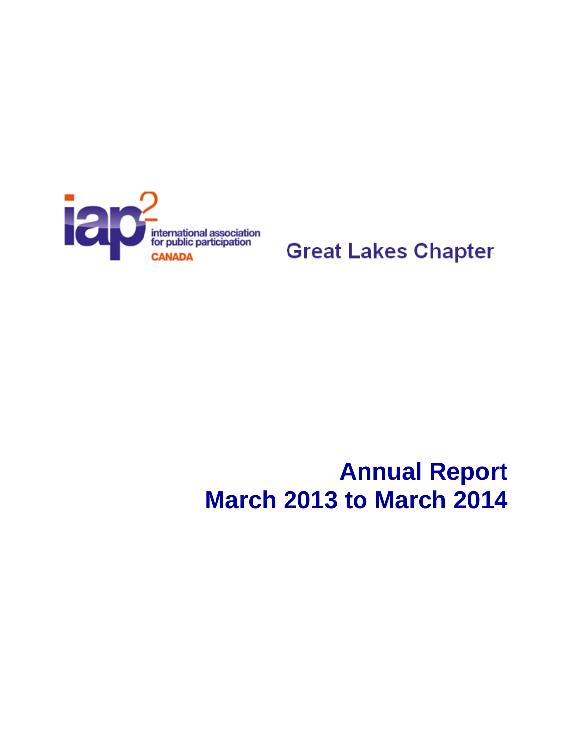iap2 international association for public participation CANADA

Great Lakes Chapter

# Annual Report
# March 2013 to March 2014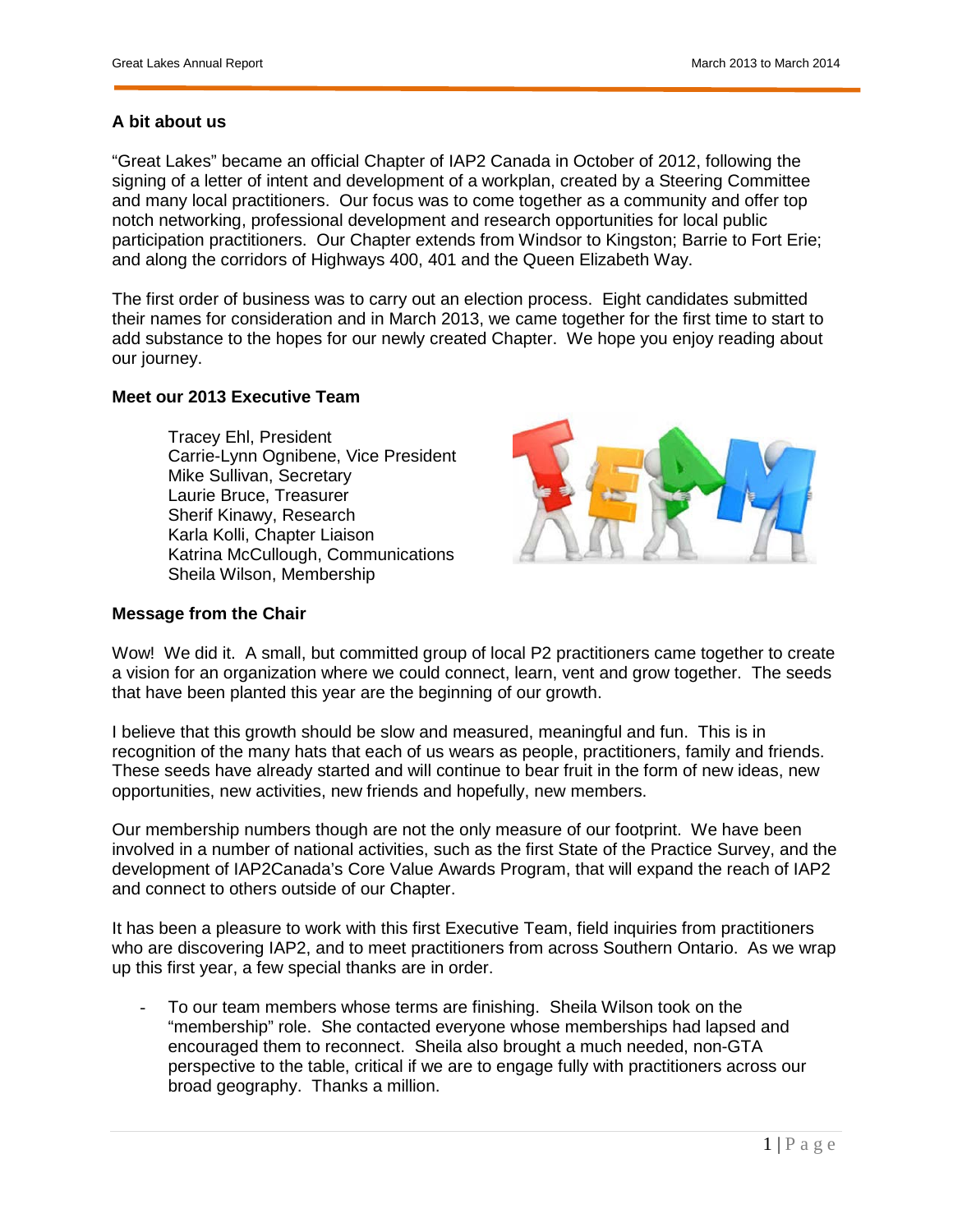## A bit about us

"Great Lakes" became an official Chapter of IAP2 Canada in October of 2012, following the signing of a letter of intent and development of a workplan, created by a Steering Committee and many local practitioners. Our focus was to come together as a community and offer top notch networking, professional development and research opportunities for local public participation practitioners. Our Chapter extends from Windsor to Kingston; Barrie to Fort Erie; and along the corridors of Highways 400, 401 and the Queen Elizabeth Way.

The first order of business was to carry out an election process. Eight candidates submitted their names for consideration and in March 2013, we came together for the first time to start to add substance to the hopes for our newly created Chapter. We hope you enjoy reading about our journey.

## Meet our 2013 Executive Team

Tracey Ehl, President
Carrie-Lynn Ognibene, Vice President
Mike Sullivan, Secretary
Laurie Bruce, Treasurer
Sherif Kinawy, Research
Karla Kolli, Chapter Liaison
Katrina McCullough, Communications
Sheila Wilson, Membership

## Message from the Chair

Wow! We did it. A small, but committed group of local P2 practitioners came together to create a vision for an organization where we could connect, learn, vent and grow together. The seeds that have been planted this year are the beginning of our growth.

I believe that this growth should be slow and measured, meaningful and fun. This is in recognition of the many hats that each of us wears as people, practitioners, family and friends. These seeds have already started and will continue to bear fruit in the form of new ideas, new opportunities, new activities, new friends and hopefully, new members.

Our membership numbers though are not the only measure of our footprint. We have been involved in a number of national activities, such as the first State of the Practice Survey, and the development of IAP2Canada's Core Value Awards Program, that will expand the reach of IAP2 and connect to others outside of our Chapter.

It has been a pleasure to work with this first Executive Team, field inquiries from practitioners who are discovering IAP2, and to meet practitioners from across Southern Ontario. As we wrap up this first year, a few special thanks are in order.

- To our team members whose terms are finishing. Sheila Wilson took on the "membership" role. She contacted everyone whose memberships had lapsed and encouraged them to reconnect. Sheila also brought a much needed, non-GTA perspective to the table, critical if we are to engage fully with practitioners across our broad geography. Thanks a million.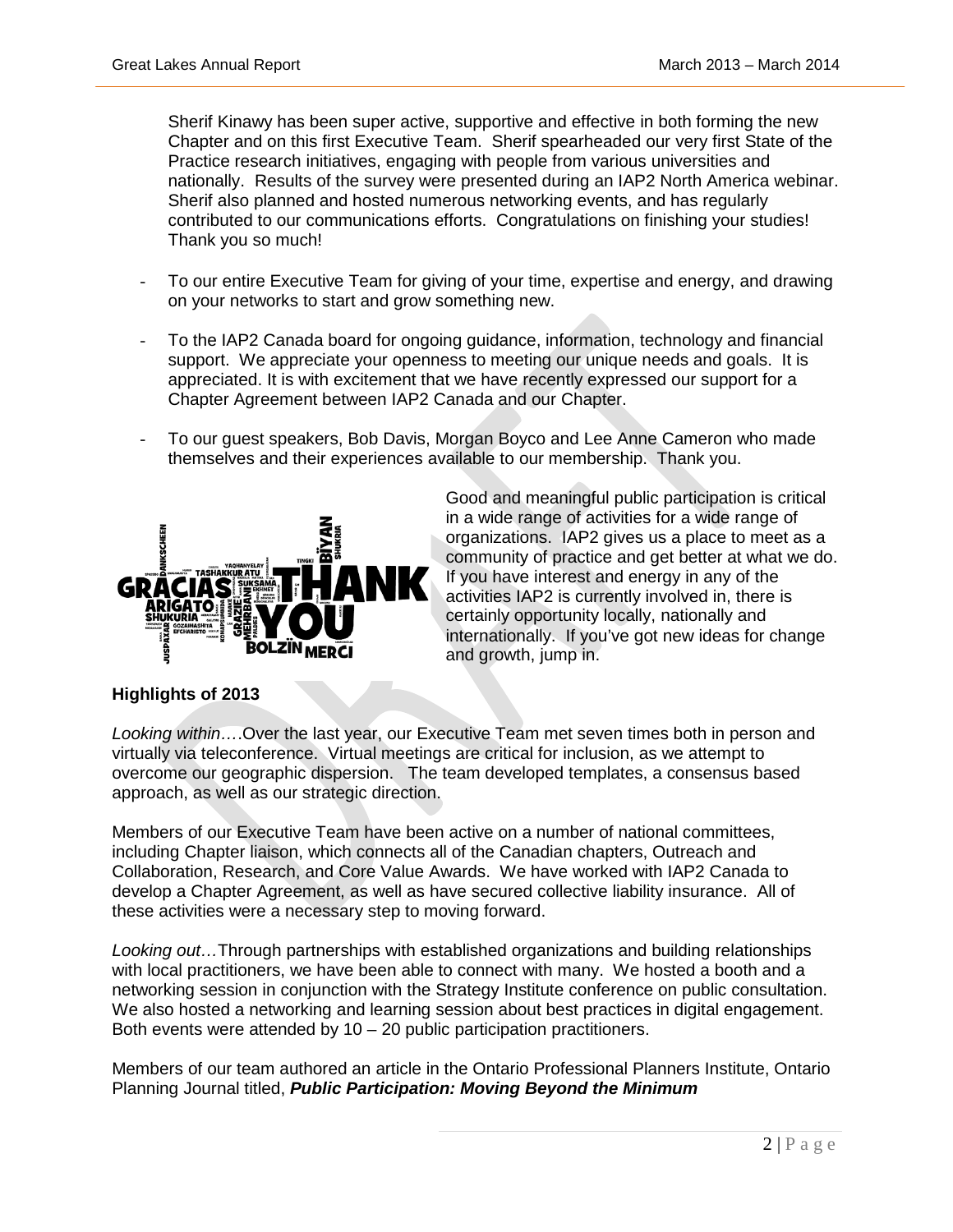Sherif Kinawy has been super active, supportive and effective in both forming the new Chapter and on this first Executive Team. Sherif spearheaded our very first State of the Practice research initiatives, engaging with people from various universities and nationally. Results of the survey were presented during an IAP2 North America webinar. Sherif also planned and hosted numerous networking events, and has regularly contributed to our communications efforts. Congratulations on finishing your studies! Thank you so much!

- To our entire Executive Team for giving of your time, expertise and energy, and drawing on your networks to start and grow something new.
- To the IAP2 Canada board for ongoing guidance, information, technology and financial support. We appreciate your openness to meeting our unique needs and goals. It is appreciated. It is with excitement that we have recently expressed our support for a Chapter Agreement between IAP2 Canada and our Chapter.
- To our guest speakers, Bob Davis, Morgan Boyco and Lee Anne Cameron who made themselves and their experiences available to our membership. Thank you.

Good and meaningful public participation is critical in a wide range of activities for a wide range of organizations. IAP2 gives us a place to meet as a community of practice and get better at what we do. If you have interest and energy in any of the activities IAP2 is currently involved in, there is certainly opportunity locally, nationally and internationally. If you've got new ideas for change and growth, jump in.

## Highlights of 2013

*Looking within*….Over the last year, our Executive Team met seven times both in person and virtually via teleconference. Virtual meetings are critical for inclusion, as we attempt to overcome our geographic dispersion. The team developed templates, a consensus based approach, as well as our strategic direction.

Members of our Executive Team have been active on a number of national committees, including Chapter liaison, which connects all of the Canadian chapters, Outreach and Collaboration, Research, and Core Value Awards. We have worked with IAP2 Canada to develop a Chapter Agreement, as well as have secured collective liability insurance. All of these activities were a necessary step to moving forward.

*Looking out…*Through partnerships with established organizations and building relationships with local practitioners, we have been able to connect with many. We hosted a booth and a networking session in conjunction with the Strategy Institute conference on public consultation. We also hosted a networking and learning session about best practices in digital engagement. Both events were attended by 10 – 20 public participation practitioners.

Members of our team authored an article in the Ontario Professional Planners Institute, Ontario Planning Journal titled, ***Public Participation: Moving Beyond the Minimum***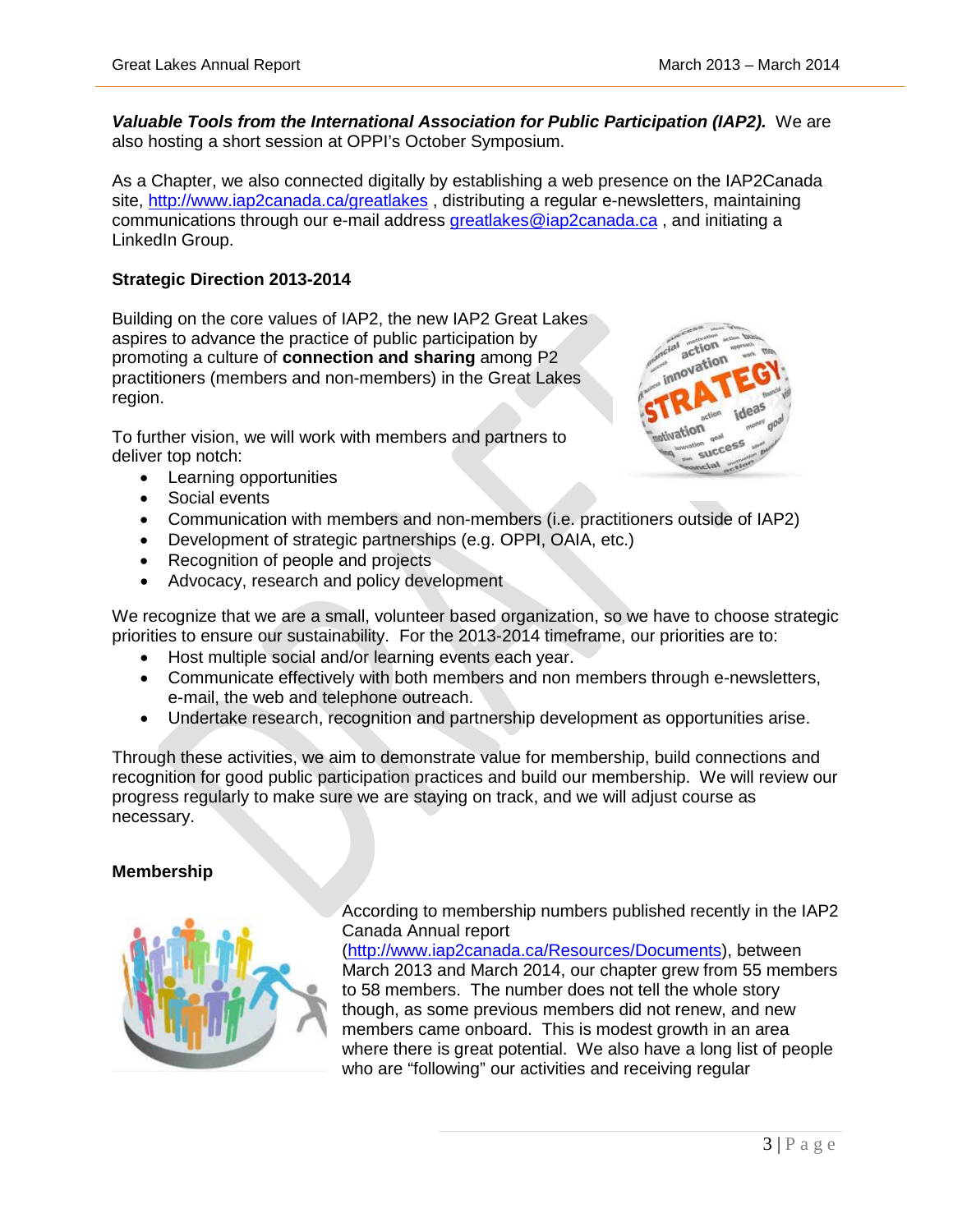***Valuable Tools from the International Association for Public Participation (IAP2).*** We are also hosting a short session at OPPI's October Symposium.

As a Chapter, we also connected digitally by establishing a web presence on the IAP2Canada site, http://www.iap2canada.ca/greatlakes , distributing a regular e-newsletters, maintaining communications through our e-mail address greatlakes@iap2canada.ca , and initiating a LinkedIn Group.

**Strategic Direction 2013-2014**

Building on the core values of IAP2, the new IAP2 Great Lakes aspires to advance the practice of public participation by promoting a culture of **connection and sharing** among P2 practitioners (members and non-members) in the Great Lakes region.

To further vision, we will work with members and partners to deliver top notch:

- Learning opportunities
- Social events
- Communication with members and non-members (i.e. practitioners outside of IAP2)
- Development of strategic partnerships (e.g. OPPI, OAIA, etc.)
- Recognition of people and projects
- Advocacy, research and policy development

We recognize that we are a small, volunteer based organization, so we have to choose strategic priorities to ensure our sustainability. For the 2013-2014 timeframe, our priorities are to:

- Host multiple social and/or learning events each year.
- Communicate effectively with both members and non members through e-newsletters, e-mail, the web and telephone outreach.
- Undertake research, recognition and partnership development as opportunities arise.

Through these activities, we aim to demonstrate value for membership, build connections and recognition for good public participation practices and build our membership. We will review our progress regularly to make sure we are staying on track, and we will adjust course as necessary.

**Membership**

According to membership numbers published recently in the IAP2 Canada Annual report (http://www.iap2canada.ca/Resources/Documents), between March 2013 and March 2014, our chapter grew from 55 members to 58 members. The number does not tell the whole story though, as some previous members did not renew, and new members came onboard. This is modest growth in an area where there is great potential. We also have a long list of people who are "following" our activities and receiving regular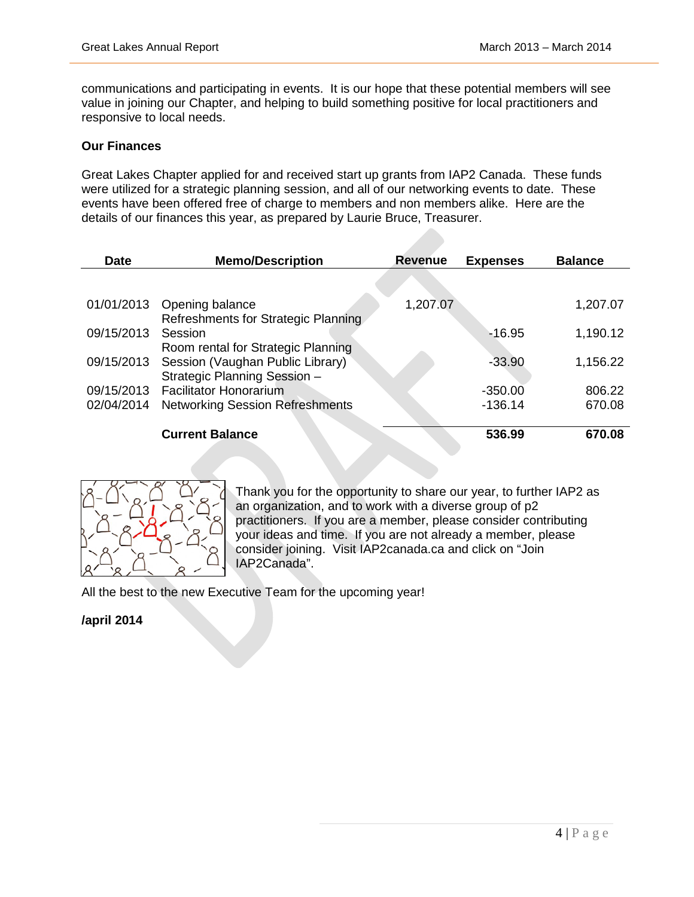communications and participating in events. It is our hope that these potential members will see value in joining our Chapter, and helping to build something positive for local practitioners and responsive to local needs.

**Our Finances**

Great Lakes Chapter applied for and received start up grants from IAP2 Canada. These funds were utilized for a strategic planning session, and all of our networking events to date. These events have been offered free of charge to members and non members alike. Here are the details of our finances this year, as prepared by Laurie Bruce, Treasurer.

| Date | Memo/Description | Revenue | Expenses | Balance |
|---|---|---|---|---|
| 01/01/2013 | Opening balance | 1,207.07 | | 1,207.07 |
| 09/15/2013 | Refreshments for Strategic Planning Session | | -16.95 | 1,190.12 |
| 09/15/2013 | Room rental for Strategic Planning Session (Vaughan Public Library) | | -33.90 | 1,156.22 |
| 09/15/2013 | Strategic Planning Session – Facilitator Honorarium | | -350.00 | 806.22 |
| 02/04/2014 | Networking Session Refreshments | | -136.14 | 670.08 |
| | **Current Balance** | | **536.99** | **670.08** |

Thank you for the opportunity to share our year, to further IAP2 as an organization, and to work with a diverse group of p2 practitioners. If you are a member, please consider contributing your ideas and time. If you are not already a member, please consider joining. Visit IAP2canada.ca and click on "Join IAP2Canada".

All the best to the new Executive Team for the upcoming year!

**/april 2014**